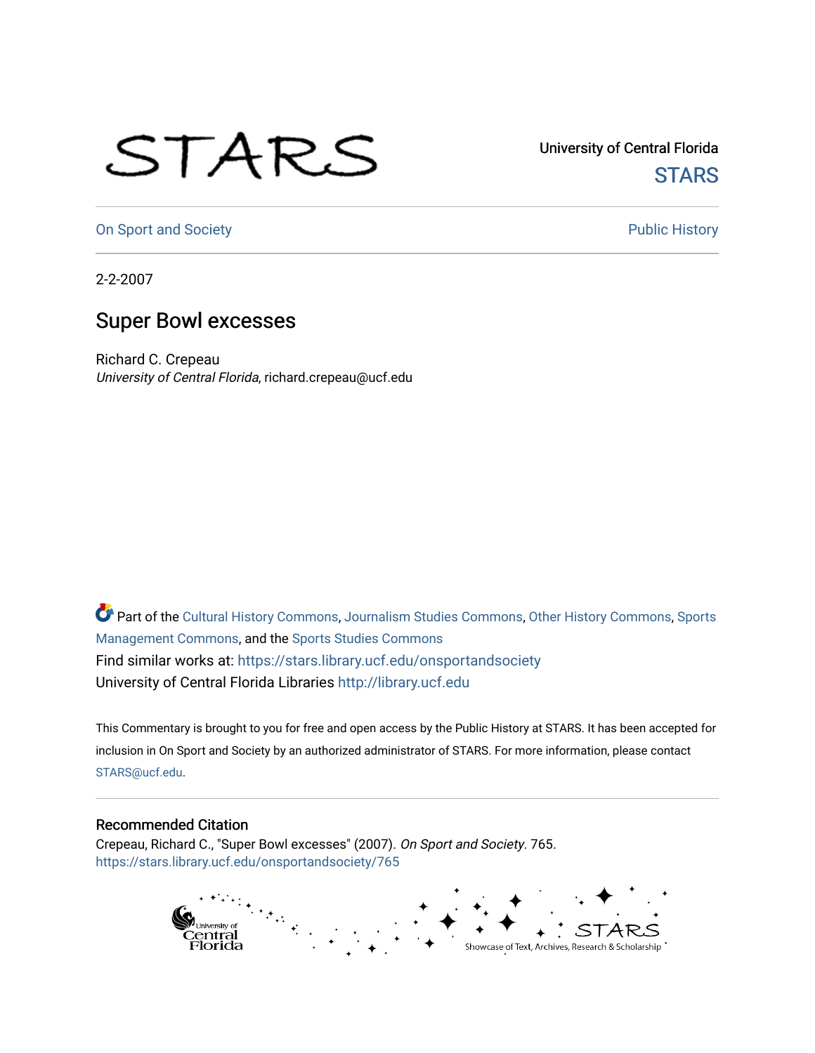University of Central Florida

STARS

On Sport and Society

Public History

2-2-2007

# Super Bowl excesses

Richard C. Crepeau
*University of Central Florida*, richard.crepeau@ucf.edu

Part of the Cultural History Commons, Journalism Studies Commons, Other History Commons, Sports Management Commons, and the Sports Studies Commons

Find similar works at: https://stars.library.ucf.edu/onsportandsociety

University of Central Florida Libraries http://library.ucf.edu

This Commentary is brought to you for free and open access by the Public History at STARS. It has been accepted for inclusion in On Sport and Society by an authorized administrator of STARS. For more information, please contact STARS@ucf.edu.

## Recommended Citation

Crepeau, Richard C., "Super Bowl excesses" (2007). *On Sport and Society*. 765.
https://stars.library.ucf.edu/onsportandsociety/765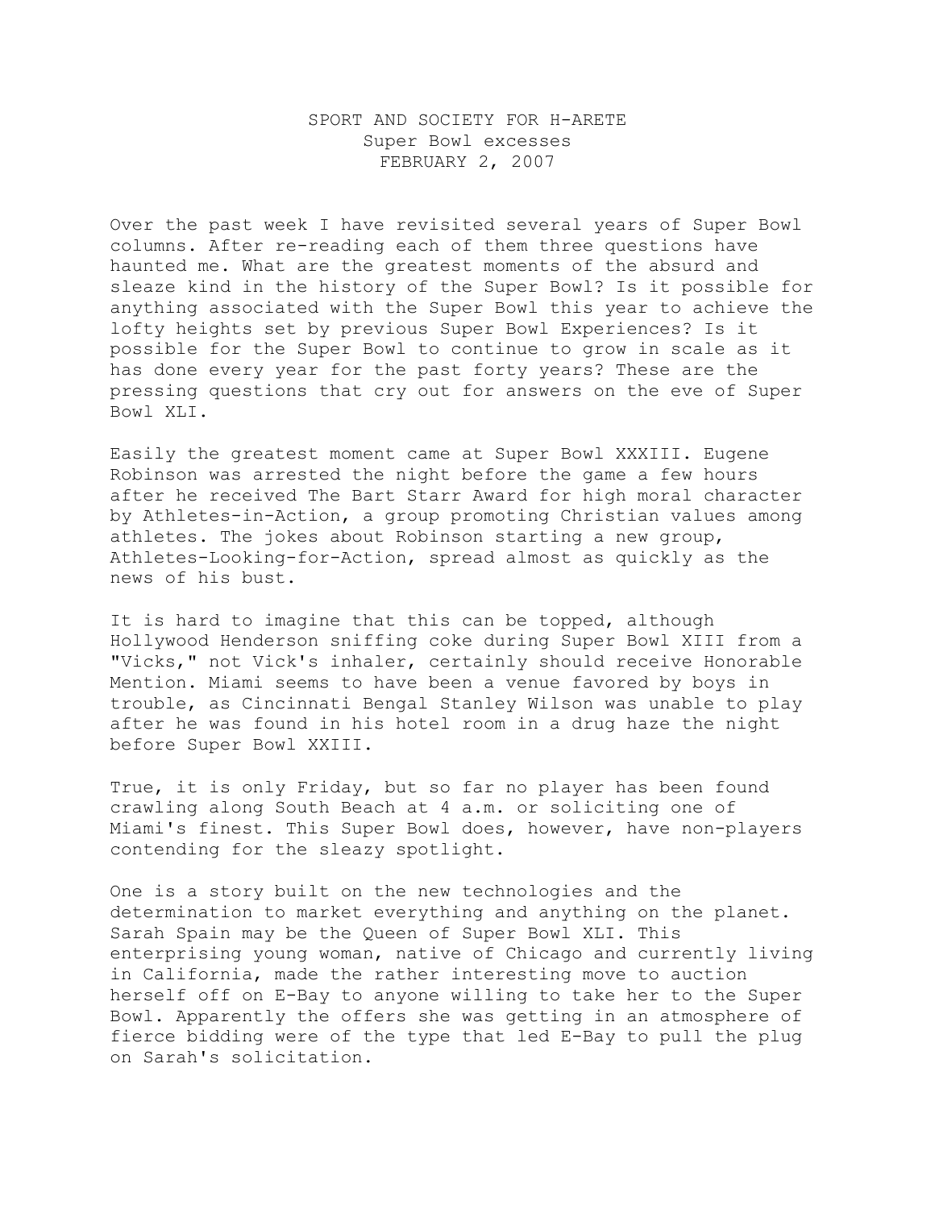SPORT AND SOCIETY FOR H-ARETE
Super Bowl excesses
FEBRUARY 2, 2007

Over the past week I have revisited several years of Super Bowl columns. After re-reading each of them three questions have haunted me. What are the greatest moments of the absurd and sleaze kind in the history of the Super Bowl? Is it possible for anything associated with the Super Bowl this year to achieve the lofty heights set by previous Super Bowl Experiences? Is it possible for the Super Bowl to continue to grow in scale as it has done every year for the past forty years? These are the pressing questions that cry out for answers on the eve of Super Bowl XLI.

Easily the greatest moment came at Super Bowl XXXIII. Eugene Robinson was arrested the night before the game a few hours after he received The Bart Starr Award for high moral character by Athletes-in-Action, a group promoting Christian values among athletes. The jokes about Robinson starting a new group, Athletes-Looking-for-Action, spread almost as quickly as the news of his bust.

It is hard to imagine that this can be topped, although Hollywood Henderson sniffing coke during Super Bowl XIII from a "Vicks," not Vick's inhaler, certainly should receive Honorable Mention. Miami seems to have been a venue favored by boys in trouble, as Cincinnati Bengal Stanley Wilson was unable to play after he was found in his hotel room in a drug haze the night before Super Bowl XXIII.

True, it is only Friday, but so far no player has been found crawling along South Beach at 4 a.m. or soliciting one of Miami's finest. This Super Bowl does, however, have non-players contending for the sleazy spotlight.

One is a story built on the new technologies and the determination to market everything and anything on the planet. Sarah Spain may be the Queen of Super Bowl XLI. This enterprising young woman, native of Chicago and currently living in California, made the rather interesting move to auction herself off on E-Bay to anyone willing to take her to the Super Bowl. Apparently the offers she was getting in an atmosphere of fierce bidding were of the type that led E-Bay to pull the plug on Sarah's solicitation.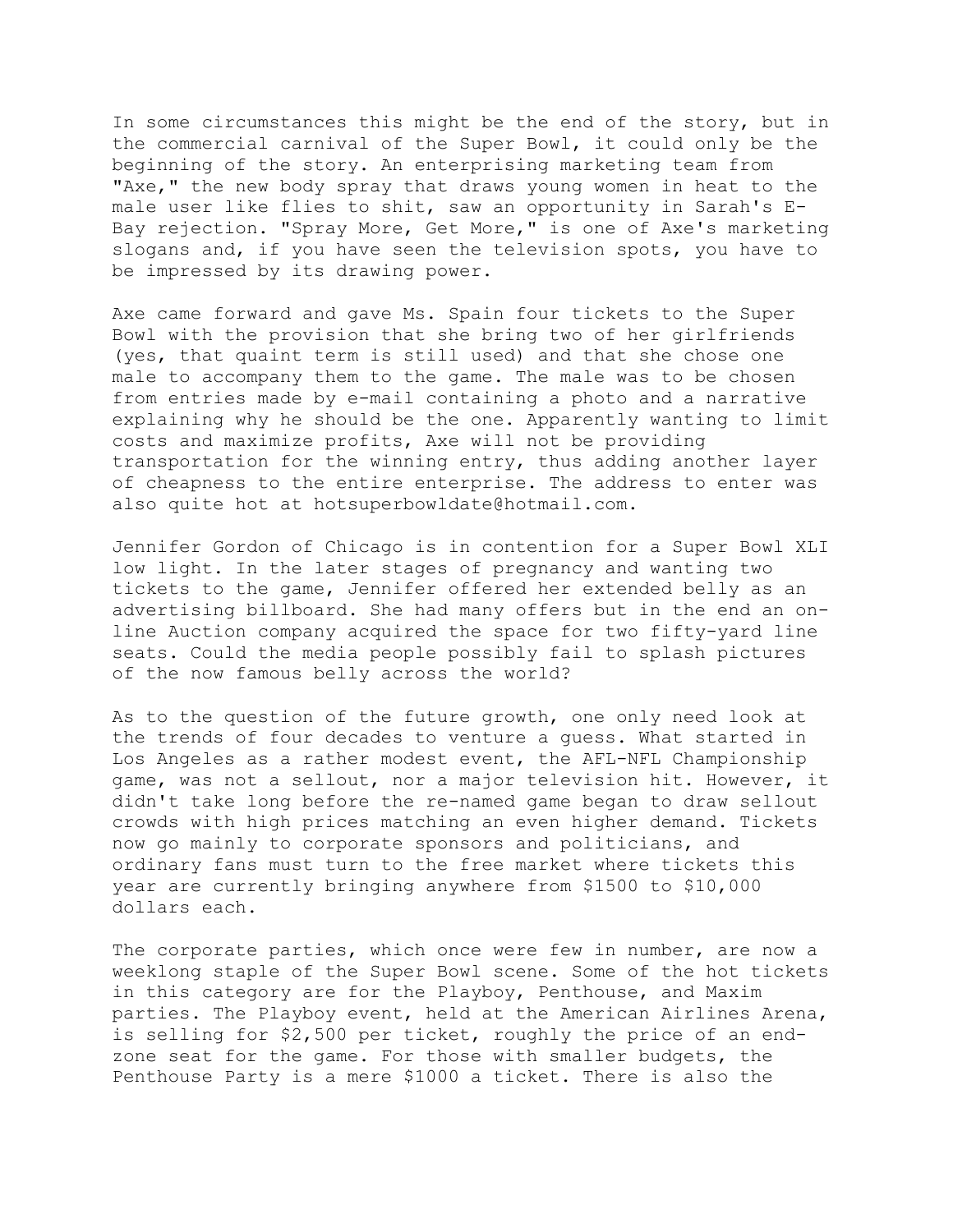In some circumstances this might be the end of the story, but in the commercial carnival of the Super Bowl, it could only be the beginning of the story. An enterprising marketing team from "Axe," the new body spray that draws young women in heat to the male user like flies to shit, saw an opportunity in Sarah's E-Bay rejection. "Spray More, Get More," is one of Axe's marketing slogans and, if you have seen the television spots, you have to be impressed by its drawing power.

Axe came forward and gave Ms. Spain four tickets to the Super Bowl with the provision that she bring two of her girlfriends (yes, that quaint term is still used) and that she chose one male to accompany them to the game. The male was to be chosen from entries made by e-mail containing a photo and a narrative explaining why he should be the one. Apparently wanting to limit costs and maximize profits, Axe will not be providing transportation for the winning entry, thus adding another layer of cheapness to the entire enterprise. The address to enter was also quite hot at hotsuperbowldate@hotmail.com.

Jennifer Gordon of Chicago is in contention for a Super Bowl XLI low light. In the later stages of pregnancy and wanting two tickets to the game, Jennifer offered her extended belly as an advertising billboard. She had many offers but in the end an on-line Auction company acquired the space for two fifty-yard line seats. Could the media people possibly fail to splash pictures of the now famous belly across the world?

As to the question of the future growth, one only need look at the trends of four decades to venture a guess. What started in Los Angeles as a rather modest event, the AFL-NFL Championship game, was not a sellout, nor a major television hit. However, it didn't take long before the re-named game began to draw sellout crowds with high prices matching an even higher demand. Tickets now go mainly to corporate sponsors and politicians, and ordinary fans must turn to the free market where tickets this year are currently bringing anywhere from $1500 to $10,000 dollars each.

The corporate parties, which once were few in number, are now a weeklong staple of the Super Bowl scene. Some of the hot tickets in this category are for the Playboy, Penthouse, and Maxim parties. The Playboy event, held at the American Airlines Arena, is selling for $2,500 per ticket, roughly the price of an end-zone seat for the game. For those with smaller budgets, the Penthouse Party is a mere $1000 a ticket. There is also the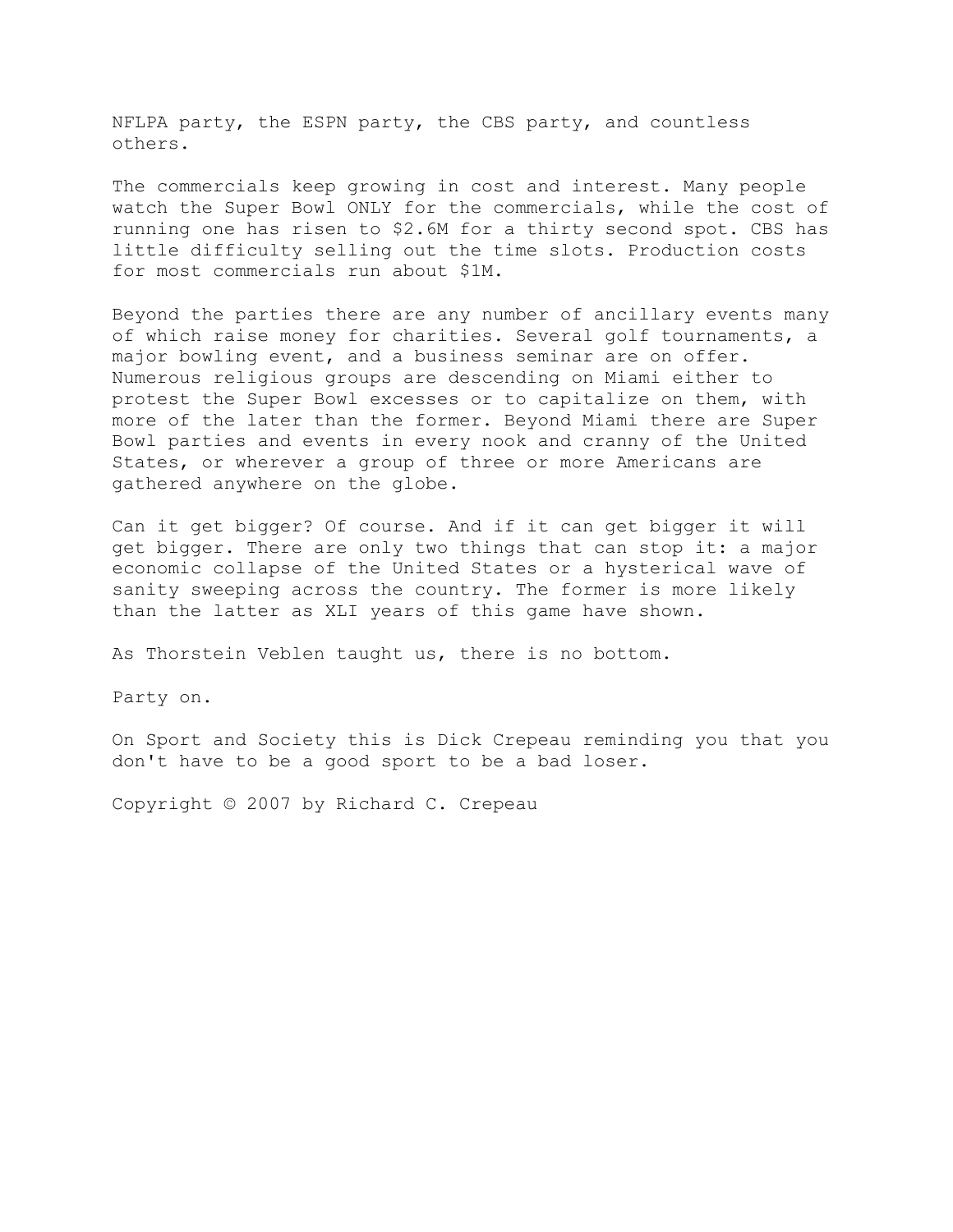NFLPA party, the ESPN party, the CBS party, and countless others.

The commercials keep growing in cost and interest. Many people watch the Super Bowl ONLY for the commercials, while the cost of running one has risen to $2.6M for a thirty second spot. CBS has little difficulty selling out the time slots. Production costs for most commercials run about $1M.

Beyond the parties there are any number of ancillary events many of which raise money for charities. Several golf tournaments, a major bowling event, and a business seminar are on offer. Numerous religious groups are descending on Miami either to protest the Super Bowl excesses or to capitalize on them, with more of the later than the former. Beyond Miami there are Super Bowl parties and events in every nook and cranny of the United States, or wherever a group of three or more Americans are gathered anywhere on the globe.

Can it get bigger? Of course. And if it can get bigger it will get bigger. There are only two things that can stop it: a major economic collapse of the United States or a hysterical wave of sanity sweeping across the country. The former is more likely than the latter as XLI years of this game have shown.

As Thorstein Veblen taught us, there is no bottom.

Party on.

On Sport and Society this is Dick Crepeau reminding you that you don't have to be a good sport to be a bad loser.

Copyright © 2007 by Richard C. Crepeau